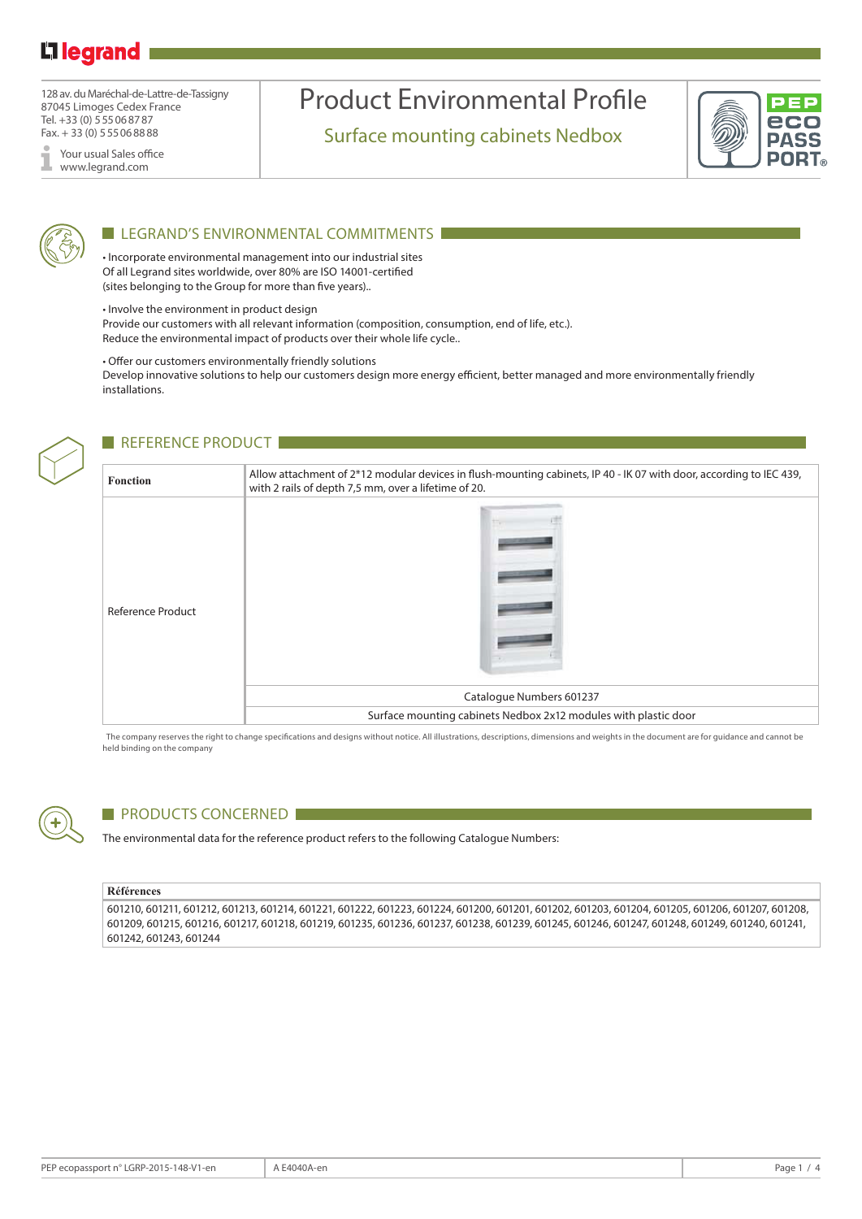legrand

128 av. du Maréchal-de-Lattre-de-Tassigny
87045 Limoges Cedex France
Tel. +33 (0) 5 55 06 87 87
Fax. + 33 (0) 5 55 06 88 88

Your usual Sales office
www.legrand.com

# Product Environmental Profile

## Surface mounting cabinets Nedbox

PEP eco PASS PORT®

## LEGRAND'S ENVIRONMENTAL COMMITMENTS

• Incorporate environmental management into our industrial sites
Of all Legrand sites worldwide, over 80% are ISO 14001-certified
(sites belonging to the Group for more than five years)..

• Involve the environment in product design
Provide our customers with all relevant information (composition, consumption, end of life, etc.).
Reduce the environmental impact of products over their whole life cycle..

• Offer our customers environmentally friendly solutions
Develop innovative solutions to help our customers design more energy efficient, better managed and more environmentally friendly installations.

## REFERENCE PRODUCT

| **Fonction** | Allow attachment of 2*12 modular devices in flush-mounting cabinets, IP 40 - IK 07 with door, according to IEC 439, with 2 rails of depth 7,5 mm, over a lifetime of 20. |
|---|---|
| Reference Product | Catalogue Numbers 601237 |
| | Surface mounting cabinets Nedbox 2x12 modules with plastic door |

The company reserves the right to change specifications and designs without notice. All illustrations, descriptions, dimensions and weights in the document are for guidance and cannot be held binding on the company

## PRODUCTS CONCERNED

The environmental data for the reference product refers to the following Catalogue Numbers:

| **Références** |
|---|
| 601210, 601211, 601212, 601213, 601214, 601221, 601222, 601223, 601224, 601200, 601201, 601202, 601203, 601204, 601205, 601206, 601207, 601208, 601209, 601215, 601216, 601217, 601218, 601219, 601235, 601236, 601237, 601238, 601239, 601245, 601246, 601247, 601248, 601249, 601240, 601241, 601242, 601243, 601244 |

PEP ecopassport n° LGRP-2015-148-V1-en | A E4040A-en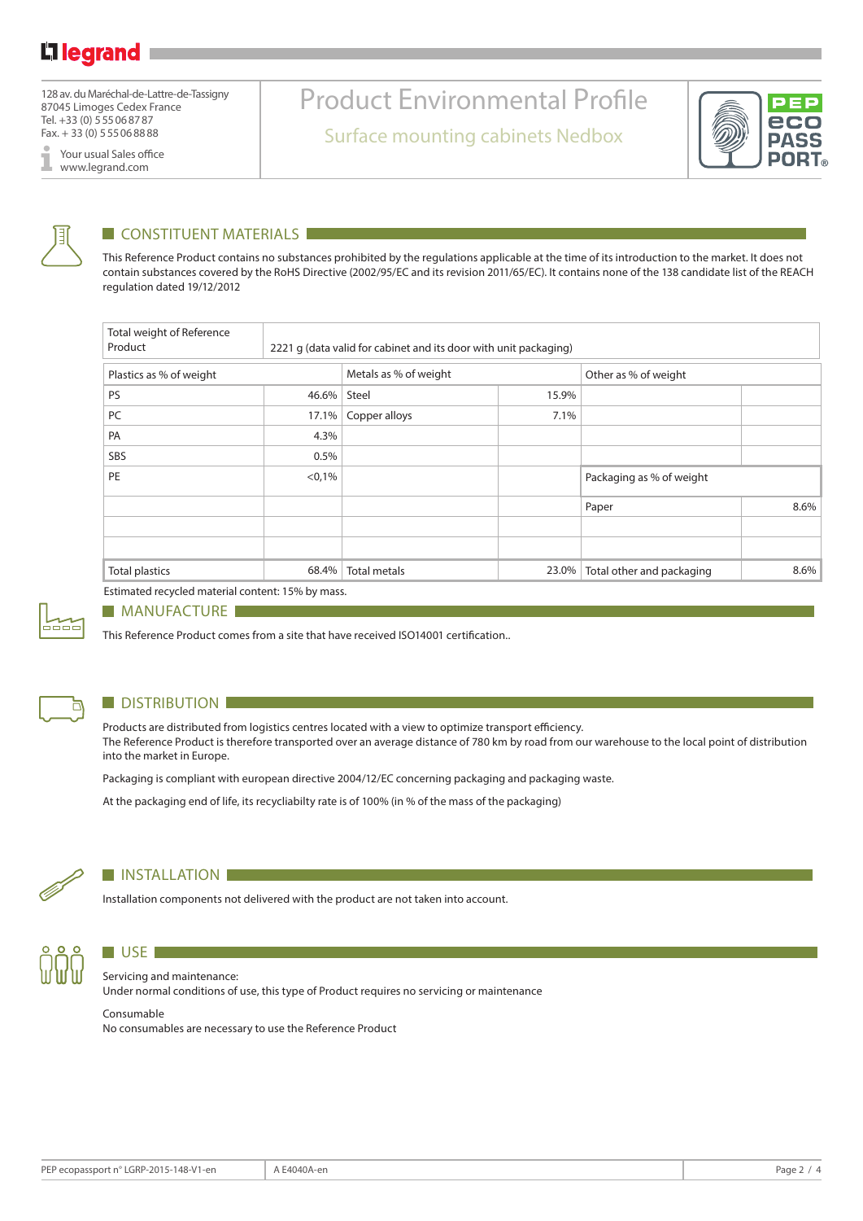## CONSTITUENT MATERIALS

This Reference Product contains no substances prohibited by the regulations applicable at the time of its introduction to the market. It does not contain substances covered by the RoHS Directive (2002/95/EC and its revision 2011/65/EC). It contains none of the 138 candidate list of the REACH regulation dated 19/12/2012

| Total weight of Reference Product | 2221 g (data valid for cabinet and its door with unit packaging) | | | | |
|---|---|---|---|---|---|
| Plastics as % of weight | | Metals as % of weight | | Other as % of weight | |
| PS | 46.6% | Steel | 15.9% | | |
| PC | 17.1% | Copper alloys | 7.1% | | |
| PA | 4.3% | | | | |
| SBS | 0.5% | | | | |
| PE | <0,1% | | | Packaging as % of weight | |
| | | | | Paper | 8.6% |
| | | | | | |
| | | | | | |
| Total plastics | 68.4% | Total metals | 23.0% | Total other and packaging | 8.6% |

Estimated recycled material content: 15% by mass.

## MANUFACTURE

This Reference Product comes from a site that have received ISO14001 certification..

## DISTRIBUTION

Products are distributed from logistics centres located with a view to optimize transport efficiency.
The Reference Product is therefore transported over an average distance of 780 km by road from our warehouse to the local point of distribution into the market in Europe.

Packaging is compliant with european directive 2004/12/EC concerning packaging and packaging waste.

At the packaging end of life, its recycliabilty rate is of 100% (in % of the mass of the packaging)

## INSTALLATION

Installation components not delivered with the product are not taken into account.

## USE

Servicing and maintenance:
Under normal conditions of use, this type of Product requires no servicing or maintenance

Consumable
No consumables are necessary to use the Reference Product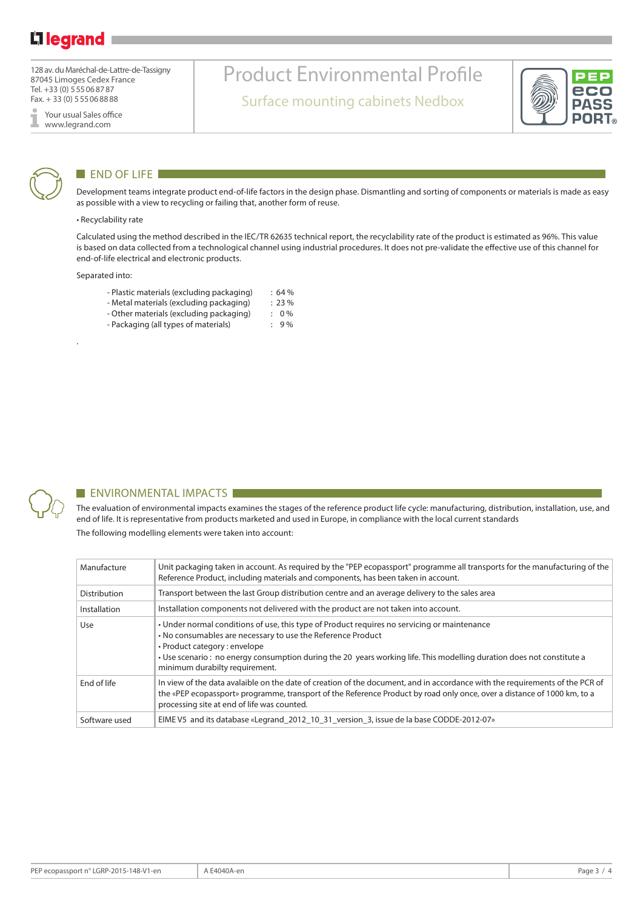## END OF LIFE

Development teams integrate product end-of-life factors in the design phase. Dismantling and sorting of components or materials is made as easy as possible with a view to recycling or failing that, another form of reuse.

• Recyclability rate

Calculated using the method described in the IEC/TR 62635 technical report, the recyclability rate of the product is estimated as 96%. This value is based on data collected from a technological channel using industrial procedures. It does not pre-validate the effective use of this channel for end-of-life electrical and electronic products.

Separated into:

- Plastic materials (excluding packaging) : 64 %
- Metal materials (excluding packaging) : 23 %
- Other materials (excluding packaging) : 0 %
- Packaging (all types of materials) : 9 %

## ENVIRONMENTAL IMPACTS

The evaluation of environmental impacts examines the stages of the reference product life cycle: manufacturing, distribution, installation, use, and end of life. It is representative from products marketed and used in Europe, in compliance with the local current standards

The following modelling elements were taken into account:

| | |
|---|---|
| Manufacture | Unit packaging taken in account. As required by the "PEP ecopassport" programme all transports for the manufacturing of the Reference Product, including materials and components, has been taken in account. |
| Distribution | Transport between the last Group distribution centre and an average delivery to the sales area |
| Installation | Installation components not delivered with the product are not taken into account. |
| Use | • Under normal conditions of use, this type of Product requires no servicing or maintenance<br>• No consumables are necessary to use the Reference Product<br>• Product category : envelope<br>• Use scenario : no energy consumption during the 20 years working life. This modelling duration does not constitute a minimum durabilty requirement. |
| End of life | In view of the data avalaible on the date of creation of the document, and in accordance with the requirements of the PCR of the «PEP ecopassport» programme, transport of the Reference Product by road only once, over a distance of 1000 km, to a processing site at end of life was counted. |
| Software used | EIME V5 and its database «Legrand_2012_10_31_version_3, issue de la base CODDE-2012-07» |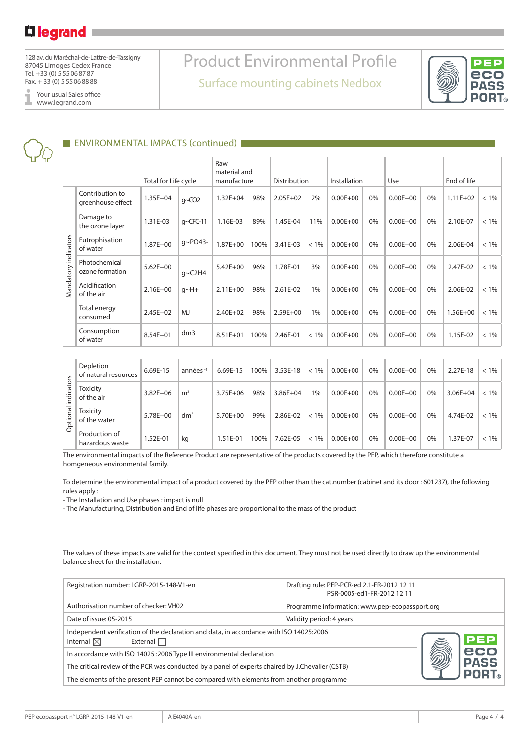128 av. du Maréchal-de-Lattre-de-Tassigny
87045 Limoges Cedex France
Tel. +33 (0) 5 55 06 87 87
Fax. + 33 (0) 5 55 06 88 88

Your usual Sales office
www.legrand.com

# Product Environmental Profile

## Surface mounting cabinets Nedbox

## ENVIRONMENTAL IMPACTS (continued)

| | | Total for Life cycle | | Raw material and manufacture | | Distribution | | Installation | | Use | | End of life | |
|---|---|---|---|---|---|---|---|---|---|---|---|---|---|
| Mandatory indicators | Contribution to greenhouse effect | 1.35E+04 | g~CO2 | 1.32E+04 | 98% | 2.05E+02 | 2% | 0.00E+00 | 0% | 0.00E+00 | 0% | 1.11E+02 | < 1% |
| | Damage to the ozone layer | 1.31E-03 | g~CFC-11 | 1.16E-03 | 89% | 1.45E-04 | 11% | 0.00E+00 | 0% | 0.00E+00 | 0% | 2.10E-07 | < 1% |
| | Eutrophisation of water | 1.87E+00 | g~PO43- | 1.87E+00 | 100% | 3.41E-03 | < 1% | 0.00E+00 | 0% | 0.00E+00 | 0% | 2.06E-04 | < 1% |
| | Photochemical ozone formation | 5.62E+00 | g~C2H4 | 5.42E+00 | 96% | 1.78E-01 | 3% | 0.00E+00 | 0% | 0.00E+00 | 0% | 2.47E-02 | < 1% |
| | Acidification of the air | 2.16E+00 | g~H+ | 2.11E+00 | 98% | 2.61E-02 | 1% | 0.00E+00 | 0% | 0.00E+00 | 0% | 2.06E-02 | < 1% |
| | Total energy consumed | 2.45E+02 | MJ | 2.40E+02 | 98% | 2.59E+00 | 1% | 0.00E+00 | 0% | 0.00E+00 | 0% | 1.56E+00 | < 1% |
| | Consumption of water | 8.54E+01 | dm3 | 8.51E+01 | 100% | 2.46E-01 | < 1% | 0.00E+00 | 0% | 0.00E+00 | 0% | 1.15E-02 | < 1% |

| | | | | | | | | | | | | | |
|---|---|---|---|---|---|---|---|---|---|---|---|---|---|
| Optional indicators | Depletion of natural resources | 6.69E-15 | années $^{-1}$ | 6.69E-15 | 100% | 3.53E-18 | < 1% | 0.00E+00 | 0% | 0.00E+00 | 0% | 2.27E-18 | < 1% |
| | Toxicity of the air | 3.82E+06 | $m^3$ | 3.75E+06 | 98% | 3.86E+04 | 1% | 0.00E+00 | 0% | 0.00E+00 | 0% | 3.06E+04 | < 1% |
| | Toxicity of the water | 5.78E+00 | $dm^3$ | 5.70E+00 | 99% | 2.86E-02 | < 1% | 0.00E+00 | 0% | 0.00E+00 | 0% | 4.74E-02 | < 1% |
| | Production of hazardous waste | 1.52E-01 | kg | 1.51E-01 | 100% | 7.62E-05 | < 1% | 0.00E+00 | 0% | 0.00E+00 | 0% | 1.37E-07 | < 1% |

The environmental impacts of the Reference Product are representative of the products covered by the PEP, which therefore constitute a homgeneous environmental family.

To determine the environmental impact of a product covered by the PEP other than the cat.number (cabinet and its door : 601237), the following rules apply :
- The Installation and Use phases : impact is null
- The Manufacturing, Distribution and End of life phases are proportional to the mass of the product

The values of these impacts are valid for the context specified in this document. They must not be used directly to draw up the environmental balance sheet for the installation.

| | |
|---|---|
| Registration number: LGRP-2015-148-V1-en | Drafting rule: PEP-PCR-ed 2.1-FR-2012 12 11 PSR-0005-ed1-FR-2012 12 11 |
| Authorisation number of checker: VH02 | Programme information: www.pep-ecopassport.org |
| Date of issue: 05-2015 | Validity period: 4 years |
| Independent verification of the declaration and data, in accordance with ISO 14025:2006 Internal ☒ External ☐ | |
| In accordance with ISO 14025 :2006 Type III environmental declaration | |
| The critical review of the PCR was conducted by a panel of experts chaired by J.Chevalier (CSTB) | |
| The elements of the present PEP cannot be compared with elements from another programme | |

PEP ecopassport n° LGRP-2015-148-V1-en | A E4040A-en